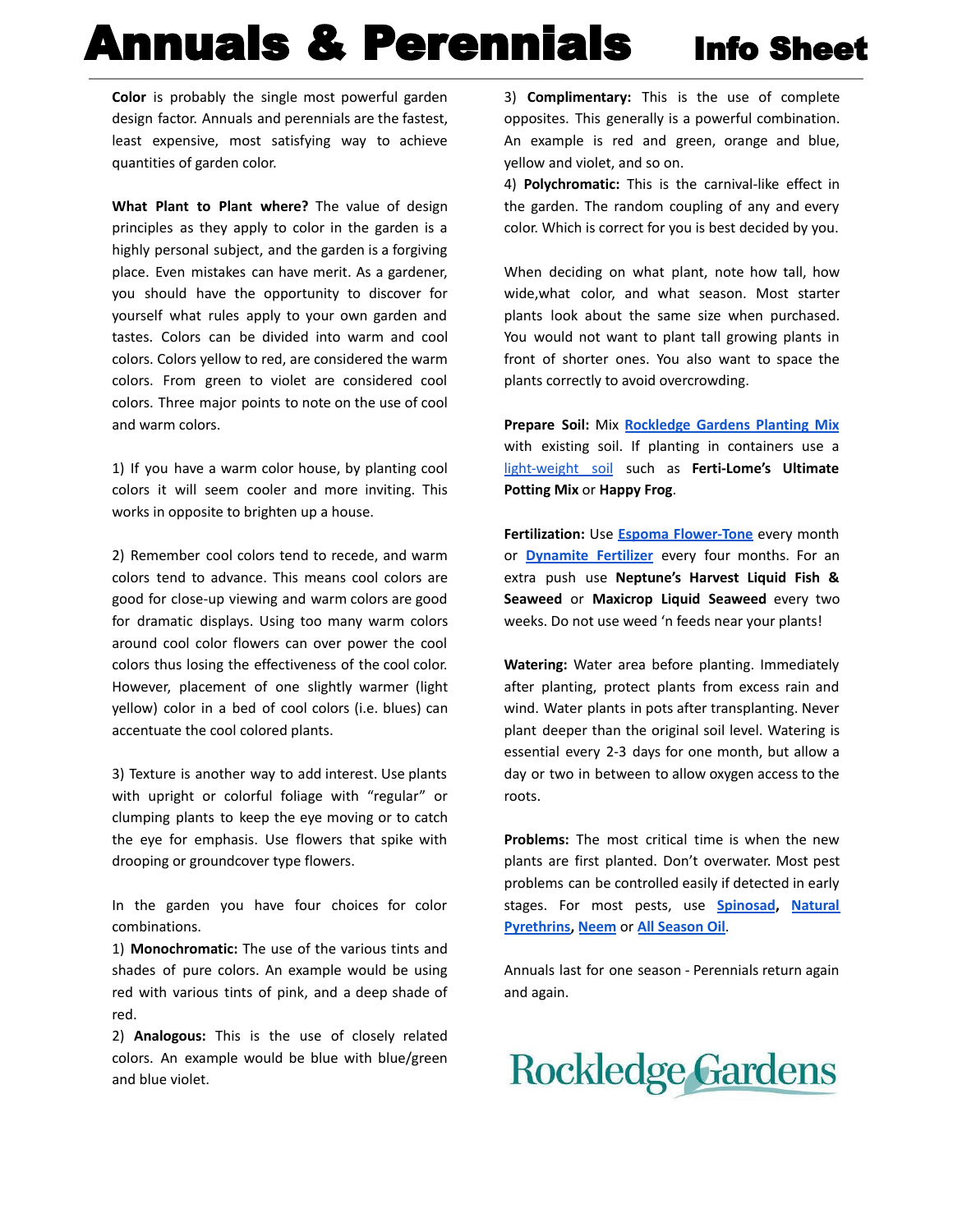# Annals & Perennials Info Sheet

**Color** is probably the single most powerful garden design factor. Annuals and perennials are the fastest, least expensive, most satisfying way to achieve quantities of garden color.

**What Plant to Plant where?** The value of design principles as they apply to color in the garden is a highly personal subject, and the garden is a forgiving place. Even mistakes can have merit. As a gardener, you should have the opportunity to discover for yourself what rules apply to your own garden and tastes. Colors can be divided into warm and cool colors. Colors yellow to red, are considered the warm colors. From green to violet are considered cool colors. Three major points to note on the use of cool and warm colors.

1) If you have a warm color house, by planting cool colors it will seem cooler and more inviting. This works in opposite to brighten up a house.

2) Remember cool colors tend to recede, and warm colors tend to advance. This means cool colors are good for close-up viewing and warm colors are good for dramatic displays. Using too many warm colors around cool color flowers can over power the cool colors thus losing the effectiveness of the cool color. However, placement of one slightly warmer (light yellow) color in a bed of cool colors (i.e. blues) can accentuate the cool colored plants.

3) Texture is another way to add interest. Use plants with upright or colorful foliage with "regular" or clumping plants to keep the eye moving or to catch the eye for emphasis. Use flowers that spike with drooping or groundcover type flowers.

In the garden you have four choices for color combinations.

1) **Monochromatic:** The use of the various tints and shades of pure colors. An example would be using red with various tints of pink, and a deep shade of red.

2) **Analogous:** This is the use of closely related colors. An example would be blue with blue/green and blue violet.

3) **Complimentary:** This is the use of complete opposites. This generally is a powerful combination. An example is red and green, orange and blue, yellow and violet, and so on.

4) **Polychromatic:** This is the carnival-like effect in the garden. The random coupling of any and every color. Which is correct for you is best decided by you.

When deciding on what plant, note how tall, how wide,what color, and what season. Most starter plants look about the same size when purchased. You would not want to plant tall growing plants in front of shorter ones. You also want to space the plants correctly to avoid overcrowding.

**Prepare Soil:** Mix **Rockledge Gardens Planting Mix** with existing soil. If planting in containers use a light-weight soil such as **Ferti-Lome's Ultimate Potting Mix** or **Happy Frog**.

**Fertilization:** Use **Espoma Flower-Tone** every month or **Dynamite Fertilizer** every four months. For an extra push use **Neptune's Harvest Liquid Fish & Seaweed** or **Maxicrop Liquid Seaweed** every two weeks. Do not use weed 'n feeds near your plants!

**Watering:** Water area before planting. Immediately after planting, protect plants from excess rain and wind. Water plants in pots after transplanting. Never plant deeper than the original soil level. Watering is essential every 2-3 days for one month, but allow a day or two in between to allow oxygen access to the roots.

**Problems:** The most critical time is when the new plants are first planted. Don't overwater. Most pest problems can be controlled easily if detected in early stages. For most pests, use **Spinosad**, **Natural Pyrethrins**, **Neem** or **All Season Oil**.

Annuals last for one season - Perennials return again and again.

Rockledge Gardens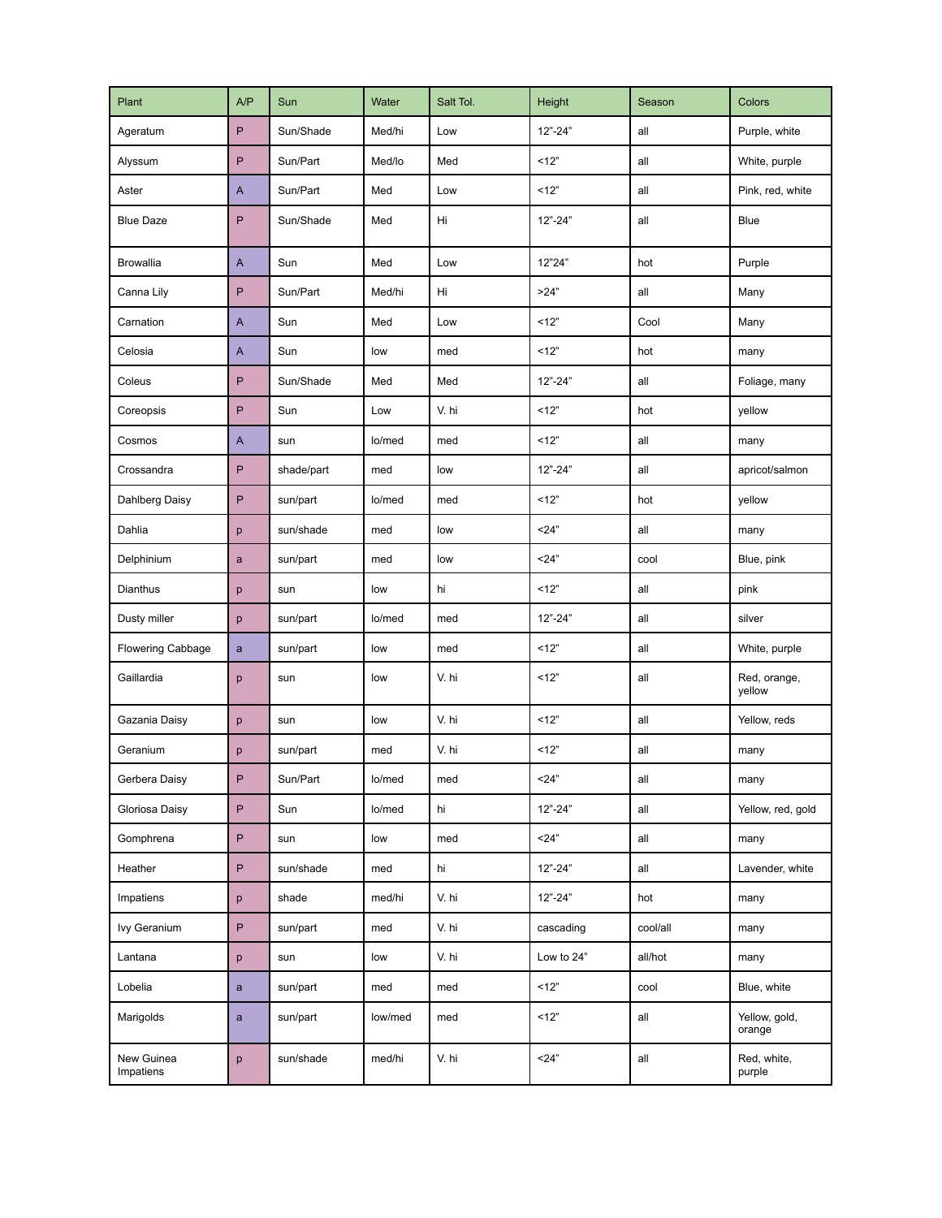| Plant | A/P | Sun | Water | Salt Tol. | Height | Season | Colors |
|---|---|---|---|---|---|---|---|
| Ageratum | P | Sun/Shade | Med/hi | Low | 12"-24" | all | Purple, white |
| Alyssum | P | Sun/Part | Med/lo | Med | <12" | all | White, purple |
| Aster | A | Sun/Part | Med | Low | <12" | all | Pink, red, white |
| Blue Daze | P | Sun/Shade | Med | Hi | 12"-24" | all | Blue |
| Browallia | A | Sun | Med | Low | 12"24" | hot | Purple |
| Canna Lily | P | Sun/Part | Med/hi | Hi | >24" | all | Many |
| Carnation | A | Sun | Med | Low | <12" | Cool | Many |
| Celosia | A | Sun | low | med | <12" | hot | many |
| Coleus | P | Sun/Shade | Med | Med | 12"-24" | all | Foliage, many |
| Coreopsis | P | Sun | Low | V. hi | <12" | hot | yellow |
| Cosmos | A | sun | lo/med | med | <12" | all | many |
| Crossandra | P | shade/part | med | low | 12"-24" | all | apricot/salmon |
| Dahlberg Daisy | P | sun/part | lo/med | med | <12" | hot | yellow |
| Dahlia | p | sun/shade | med | low | <24" | all | many |
| Delphinium | a | sun/part | med | low | <24" | cool | Blue, pink |
| Dianthus | p | sun | low | hi | <12" | all | pink |
| Dusty miller | p | sun/part | lo/med | med | 12"-24" | all | silver |
| Flowering Cabbage | a | sun/part | low | med | <12" | all | White, purple |
| Gaillardia | p | sun | low | V. hi | <12" | all | Red, orange, yellow |
| Gazania Daisy | p | sun | low | V. hi | <12" | all | Yellow, reds |
| Geranium | p | sun/part | med | V. hi | <12" | all | many |
| Gerbera Daisy | P | Sun/Part | lo/med | med | <24" | all | many |
| Gloriosa Daisy | P | Sun | lo/med | hi | 12"-24" | all | Yellow, red, gold |
| Gomphrena | P | sun | low | med | <24" | all | many |
| Heather | P | sun/shade | med | hi | 12"-24" | all | Lavender, white |
| Impatiens | p | shade | med/hi | V. hi | 12"-24" | hot | many |
| Ivy Geranium | P | sun/part | med | V. hi | cascading | cool/all | many |
| Lantana | p | sun | low | V. hi | Low to 24" | all/hot | many |
| Lobelia | a | sun/part | med | med | <12" | cool | Blue, white |
| Marigolds | a | sun/part | low/med | med | <12" | all | Yellow, gold, orange |
| New Guinea Impatiens | p | sun/shade | med/hi | V. hi | <24" | all | Red, white, purple |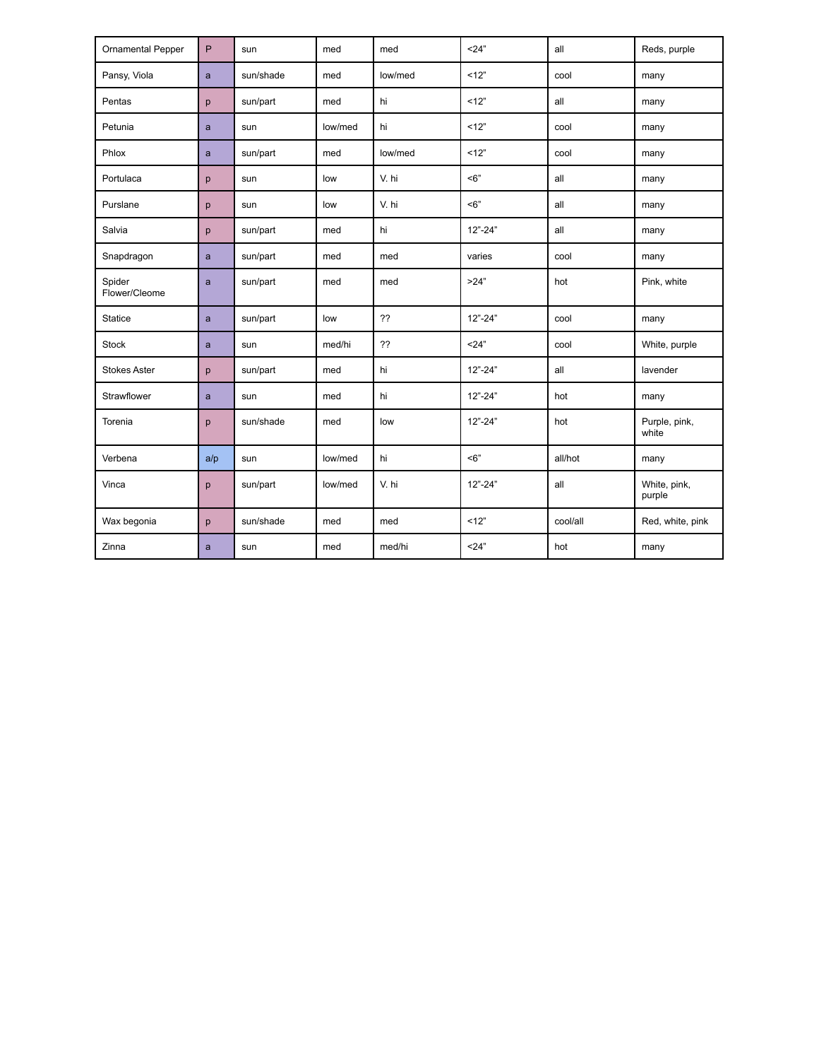| | | | | | | | |
|---|---|---|---|---|---|---|---|
| Ornamental Pepper | P | sun | med | med | <24" | all | Reds, purple |
| Pansy, Viola | a | sun/shade | med | low/med | <12" | cool | many |
| Pentas | p | sun/part | med | hi | <12" | all | many |
| Petunia | a | sun | low/med | hi | <12" | cool | many |
| Phlox | a | sun/part | med | low/med | <12" | cool | many |
| Portulaca | p | sun | low | V. hi | <6" | all | many |
| Purslane | p | sun | low | V. hi | <6" | all | many |
| Salvia | p | sun/part | med | hi | 12"-24" | all | many |
| Snapdragon | a | sun/part | med | med | varies | cool | many |
| Spider Flower/Cleome | a | sun/part | med | med | >24" | hot | Pink, white |
| Statice | a | sun/part | low | ?? | 12"-24" | cool | many |
| Stock | a | sun | med/hi | ?? | <24" | cool | White, purple |
| Stokes Aster | p | sun/part | med | hi | 12"-24" | all | lavender |
| Strawflower | a | sun | med | hi | 12"-24" | hot | many |
| Torenia | p | sun/shade | med | low | 12"-24" | hot | Purple, pink, white |
| Verbena | a/p | sun | low/med | hi | <6" | all/hot | many |
| Vinca | p | sun/part | low/med | V. hi | 12"-24" | all | White, pink, purple |
| Wax begonia | p | sun/shade | med | med | <12" | cool/all | Red, white, pink |
| Zinna | a | sun | med | med/hi | <24" | hot | many |